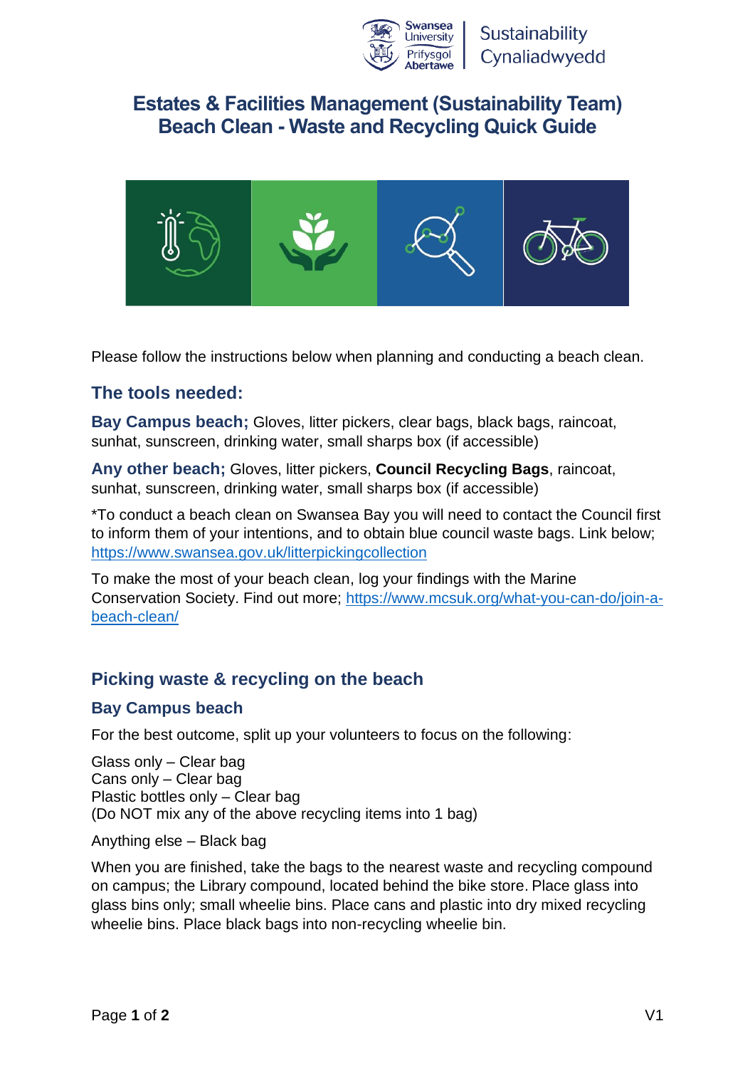# Estates & Facilities Management (Sustainability Team) Beach Clean - Waste and Recycling Quick Guide

Please follow the instructions below when planning and conducting a beach clean.

## The tools needed:

**Bay Campus beach;** Gloves, litter pickers, clear bags, black bags, raincoat, sunhat, sunscreen, drinking water, small sharps box (if accessible)

**Any other beach;** Gloves, litter pickers, **Council Recycling Bags**, raincoat, sunhat, sunscreen, drinking water, small sharps box (if accessible)

*To conduct a beach clean on Swansea Bay you will need to contact the Council first to inform them of your intentions, and to obtain blue council waste bags. Link below; https://www.swansea.gov.uk/litterpickingcollection

To make the most of your beach clean, log your findings with the Marine Conservation Society. Find out more; https://www.mcsuk.org/what-you-can-do/join-a-beach-clean/

## Picking waste & recycling on the beach

### Bay Campus beach

For the best outcome, split up your volunteers to focus on the following:

Glass only – Clear bag
Cans only – Clear bag
Plastic bottles only – Clear bag
(Do NOT mix any of the above recycling items into 1 bag)

Anything else – Black bag

When you are finished, take the bags to the nearest waste and recycling compound on campus; the Library compound, located behind the bike store. Place glass into glass bins only; small wheelie bins. Place cans and plastic into dry mixed recycling wheelie bins. Place black bags into non-recycling wheelie bin.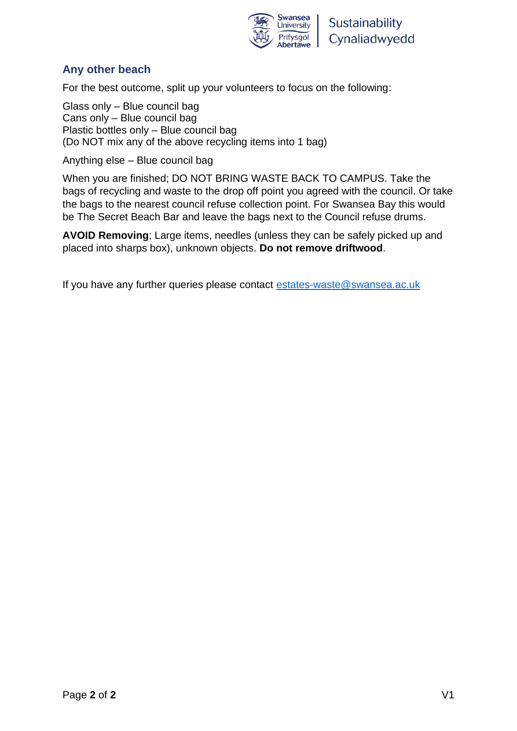## Any other beach

For the best outcome, split up your volunteers to focus on the following:

Glass only – Blue council bag
Cans only – Blue council bag
Plastic bottles only – Blue council bag
(Do NOT mix any of the above recycling items into 1 bag)

Anything else – Blue council bag

When you are finished; DO NOT BRING WASTE BACK TO CAMPUS. Take the bags of recycling and waste to the drop off point you agreed with the council. Or take the bags to the nearest council refuse collection point. For Swansea Bay this would be The Secret Beach Bar and leave the bags next to the Council refuse drums.

**AVOID Removing**; Large items, needles (unless they can be safely picked up and placed into sharps box), unknown objects. **Do not remove driftwood**.

If you have any further queries please contact estates-waste@swansea.ac.uk